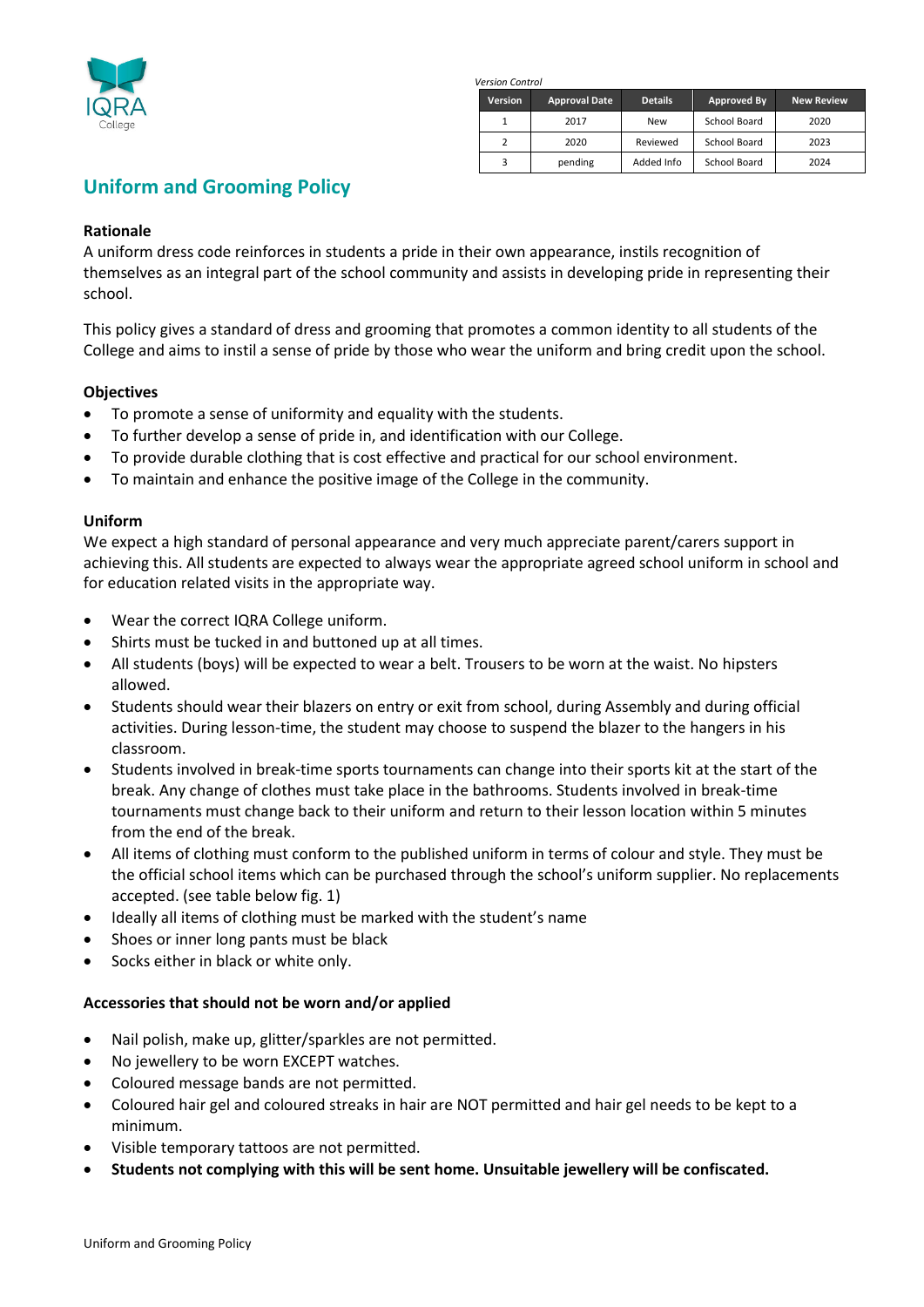*Version Control*

| Version | Approval Date | Details | Approved By | New Review |
|---|---|---|---|---|
| 1 | 2017 | New | School Board | 2020 |
| 2 | 2020 | Reviewed | School Board | 2023 |
| 3 | pending | Added Info | School Board | 2024 |

# Uniform and Grooming Policy

### Rationale

A uniform dress code reinforces in students a pride in their own appearance, instils recognition of themselves as an integral part of the school community and assists in developing pride in representing their school.

This policy gives a standard of dress and grooming that promotes a common identity to all students of the College and aims to instil a sense of pride by those who wear the uniform and bring credit upon the school.

### Objectives

- To promote a sense of uniformity and equality with the students.
- To further develop a sense of pride in, and identification with our College.
- To provide durable clothing that is cost effective and practical for our school environment.
- To maintain and enhance the positive image of the College in the community.

### Uniform

We expect a high standard of personal appearance and very much appreciate parent/carers support in achieving this. All students are expected to always wear the appropriate agreed school uniform in school and for education related visits in the appropriate way.

- Wear the correct IQRA College uniform.
- Shirts must be tucked in and buttoned up at all times.
- All students (boys) will be expected to wear a belt. Trousers to be worn at the waist. No hipsters allowed.
- Students should wear their blazers on entry or exit from school, during Assembly and during official activities. During lesson-time, the student may choose to suspend the blazer to the hangers in his classroom.
- Students involved in break-time sports tournaments can change into their sports kit at the start of the break. Any change of clothes must take place in the bathrooms. Students involved in break-time tournaments must change back to their uniform and return to their lesson location within 5 minutes from the end of the break.
- All items of clothing must conform to the published uniform in terms of colour and style. They must be the official school items which can be purchased through the school's uniform supplier. No replacements accepted. (see table below fig. 1)
- Ideally all items of clothing must be marked with the student's name
- Shoes or inner long pants must be black
- Socks either in black or white only.

### Accessories that should not be worn and/or applied

- Nail polish, make up, glitter/sparkles are not permitted.
- No jewellery to be worn EXCEPT watches.
- Coloured message bands are not permitted.
- Coloured hair gel and coloured streaks in hair are NOT permitted and hair gel needs to be kept to a minimum.
- Visible temporary tattoos are not permitted.
- **Students not complying with this will be sent home. Unsuitable jewellery will be confiscated.**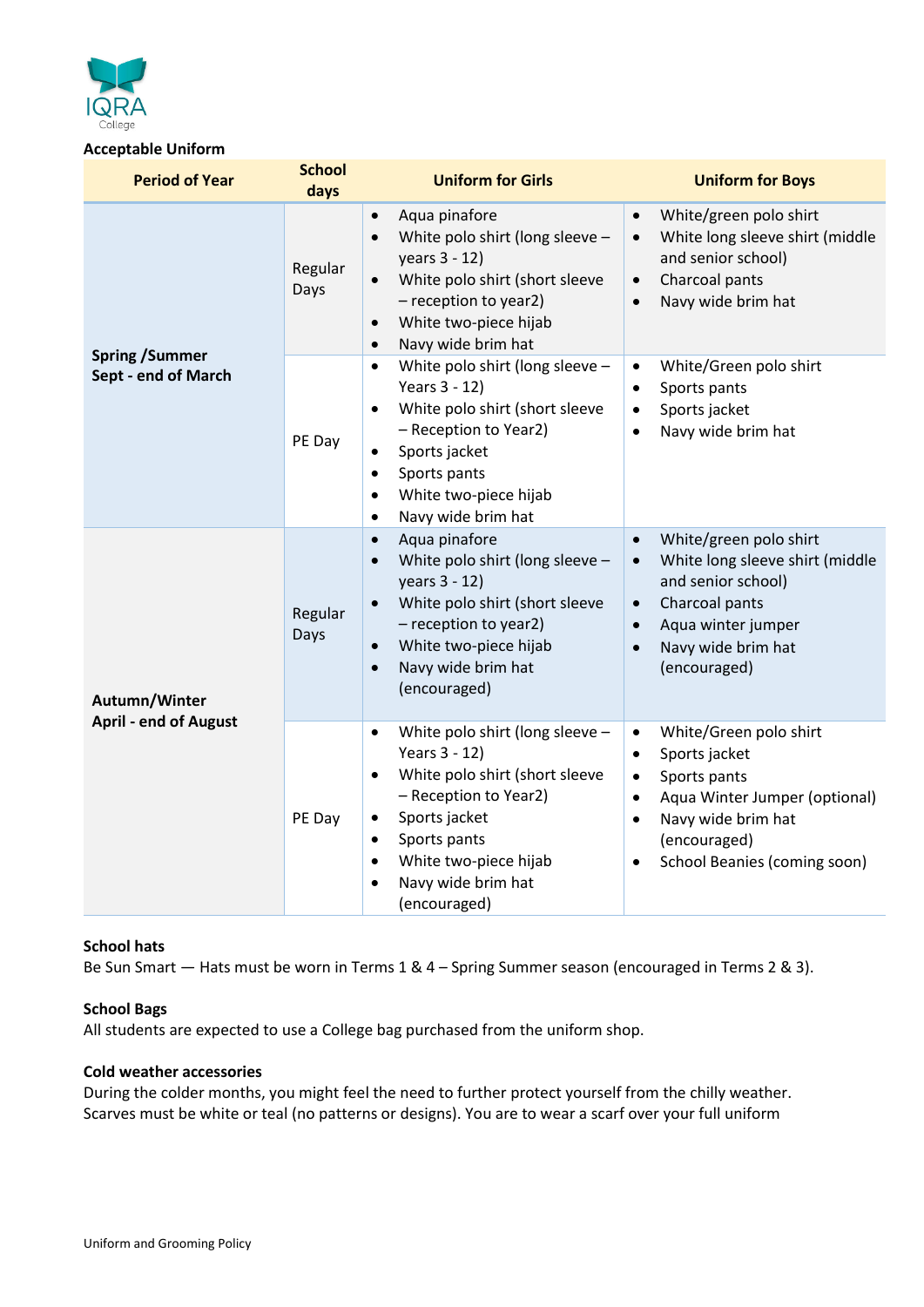**Acceptable Uniform**

| Period of Year | School days | Uniform for Girls | Uniform for Boys |
|---|---|---|---|
| **Spring /Summer Sept - end of March** | Regular Days | • Aqua pinafore<br>• White polo shirt (long sleeve – years 3 - 12)<br>• White polo shirt (short sleeve – reception to year2)<br>• White two-piece hijab<br>• Navy wide brim hat | • White/green polo shirt<br>• White long sleeve shirt (middle and senior school)<br>• Charcoal pants<br>• Navy wide brim hat |
| | PE Day | • White polo shirt (long sleeve – Years 3 - 12)<br>• White polo shirt (short sleeve – Reception to Year2)<br>• Sports jacket<br>• Sports pants<br>• White two-piece hijab<br>• Navy wide brim hat | • White/Green polo shirt<br>• Sports pants<br>• Sports jacket<br>• Navy wide brim hat |
| **Autumn/Winter April - end of August** | Regular Days | • Aqua pinafore<br>• White polo shirt (long sleeve – years 3 - 12)<br>• White polo shirt (short sleeve – reception to year2)<br>• White two-piece hijab<br>• Navy wide brim hat (encouraged) | • White/green polo shirt<br>• White long sleeve shirt (middle and senior school)<br>• Charcoal pants<br>• Aqua winter jumper<br>• Navy wide brim hat (encouraged) |
| | PE Day | • White polo shirt (long sleeve – Years 3 - 12)<br>• White polo shirt (short sleeve – Reception to Year2)<br>• Sports jacket<br>• Sports pants<br>• White two-piece hijab<br>• Navy wide brim hat (encouraged) | • White/Green polo shirt<br>• Sports jacket<br>• Sports pants<br>• Aqua Winter Jumper (optional)<br>• Navy wide brim hat (encouraged)<br>• School Beanies (coming soon) |

**School hats**

Be Sun Smart — Hats must be worn in Terms 1 & 4 – Spring Summer season (encouraged in Terms 2 & 3).

**School Bags**

All students are expected to use a College bag purchased from the uniform shop.

**Cold weather accessories**

During the colder months, you might feel the need to further protect yourself from the chilly weather. Scarves must be white or teal (no patterns or designs). You are to wear a scarf over your full uniform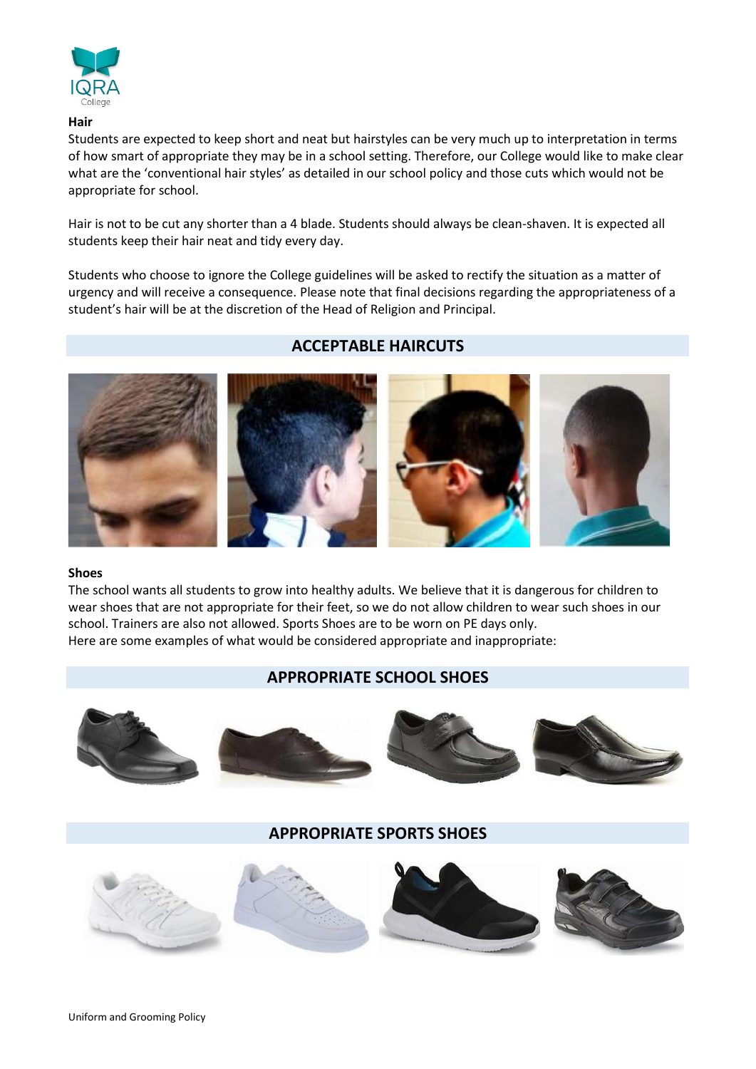### Hair

Students are expected to keep short and neat but hairstyles can be very much up to interpretation in terms of how smart of appropriate they may be in a school setting. Therefore, our College would like to make clear what are the 'conventional hair styles' as detailed in our school policy and those cuts which would not be appropriate for school.

Hair is not to be cut any shorter than a 4 blade. Students should always be clean-shaven. It is expected all students keep their hair neat and tidy every day.

Students who choose to ignore the College guidelines will be asked to rectify the situation as a matter of urgency and will receive a consequence. Please note that final decisions regarding the appropriateness of a student's hair will be at the discretion of the Head of Religion and Principal.

## ACCEPTABLE HAIRCUTS

### Shoes

The school wants all students to grow into healthy adults. We believe that it is dangerous for children to wear shoes that are not appropriate for their feet, so we do not allow children to wear such shoes in our school. Trainers are also not allowed. Sports Shoes are to be worn on PE days only.
Here are some examples of what would be considered appropriate and inappropriate:

## APPROPRIATE SCHOOL SHOES

## APPROPRIATE SPORTS SHOES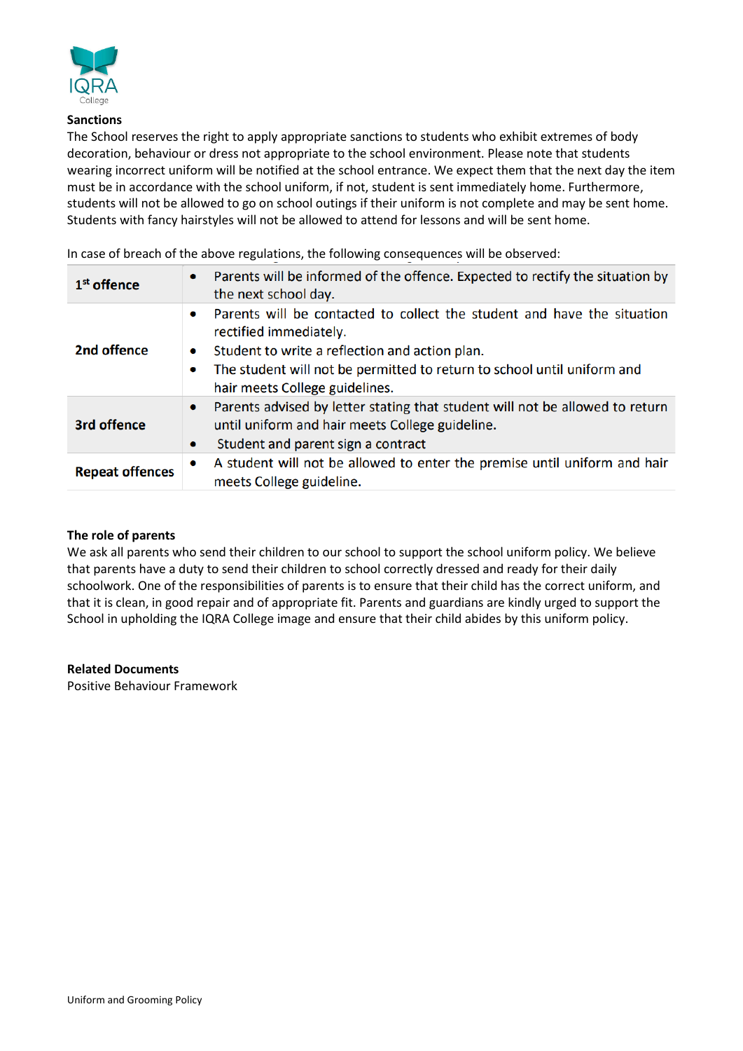**Sanctions**

The School reserves the right to apply appropriate sanctions to students who exhibit extremes of body decoration, behaviour or dress not appropriate to the school environment. Please note that students wearing incorrect uniform will be notified at the school entrance. We expect them that the next day the item must be in accordance with the school uniform, if not, student is sent immediately home. Furthermore, students will not be allowed to go on school outings if their uniform is not complete and may be sent home. Students with fancy hairstyles will not be allowed to attend for lessons and will be sent home.

In case of breach of the above regulations, the following consequences will be observed:

| | |
|---|---|
| **1st offence** | • Parents will be informed of the offence. Expected to rectify the situation by the next school day. |
| **2nd offence** | • Parents will be contacted to collect the student and have the situation rectified immediately.<br>• Student to write a reflection and action plan.<br>• The student will not be permitted to return to school until uniform and hair meets College guidelines. |
| **3rd offence** | • Parents advised by letter stating that student will not be allowed to return until uniform and hair meets College guideline.<br>• Student and parent sign a contract |
| **Repeat offences** | • A student will not be allowed to enter the premise until uniform and hair meets College guideline. |

**The role of parents**

We ask all parents who send their children to our school to support the school uniform policy. We believe that parents have a duty to send their children to school correctly dressed and ready for their daily schoolwork. One of the responsibilities of parents is to ensure that their child has the correct uniform, and that it is clean, in good repair and of appropriate fit. Parents and guardians are kindly urged to support the School in upholding the IQRA College image and ensure that their child abides by this uniform policy.

**Related Documents**

Positive Behaviour Framework